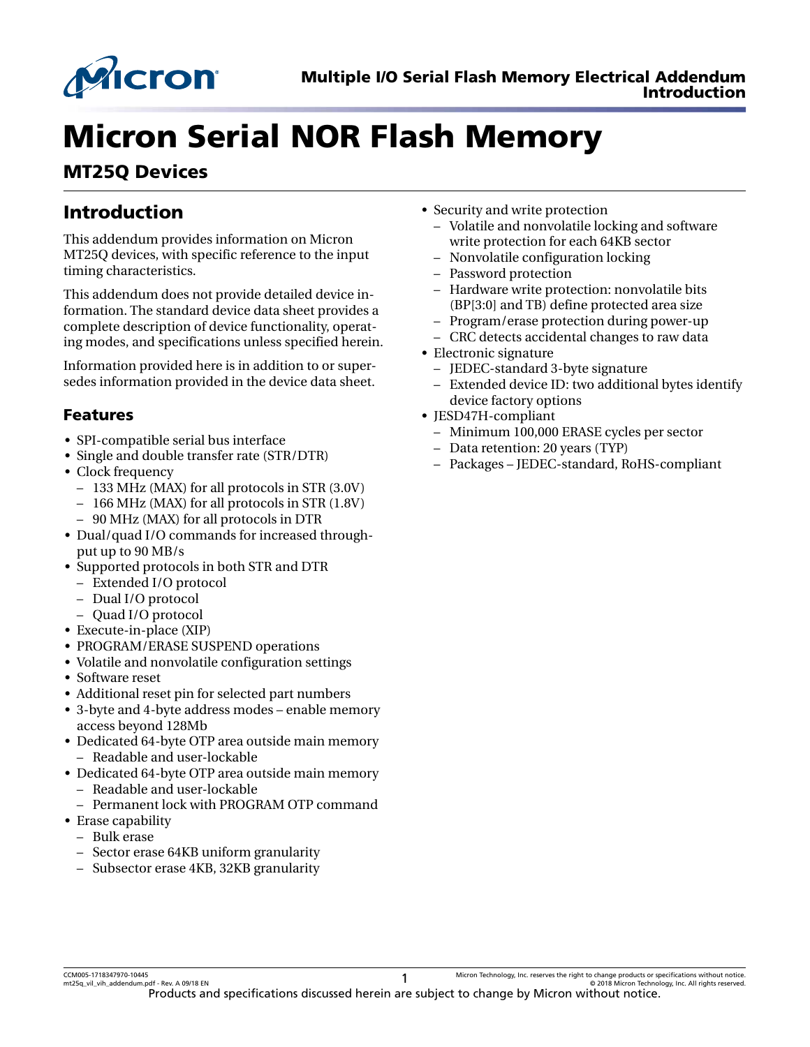# Micron Serial NOR Flash Memory

## MT25Q Devices

## Introduction

This addendum provides information on Micron MT25Q devices, with specific reference to the input timing characteristics.

This addendum does not provide detailed device information. The standard device data sheet provides a complete description of device functionality, operating modes, and specifications unless specified herein.

Information provided here is in addition to or supersedes information provided in the device data sheet.

### Features

- SPI-compatible serial bus interface
- Single and double transfer rate (STR/DTR)
- Clock frequency
  - 133 MHz (MAX) for all protocols in STR (3.0V)
  - 166 MHz (MAX) for all protocols in STR (1.8V)
  - 90 MHz (MAX) for all protocols in DTR
- Dual/quad I/O commands for increased throughput up to 90 MB/s
- Supported protocols in both STR and DTR
  - Extended I/O protocol
  - Dual I/O protocol
  - Quad I/O protocol
- Execute-in-place (XIP)
- PROGRAM/ERASE SUSPEND operations
- Volatile and nonvolatile configuration settings
- Software reset
- Additional reset pin for selected part numbers
- 3-byte and 4-byte address modes – enable memory access beyond 128Mb
- Dedicated 64-byte OTP area outside main memory
  - Readable and user-lockable
- Dedicated 64-byte OTP area outside main memory
  - Readable and user-lockable
  - Permanent lock with PROGRAM OTP command
- Erase capability
  - Bulk erase
  - Sector erase 64KB uniform granularity
  - Subsector erase 4KB, 32KB granularity
- Security and write protection
  - Volatile and nonvolatile locking and software write protection for each 64KB sector
  - Nonvolatile configuration locking
  - Password protection
  - Hardware write protection: nonvolatile bits (BP[3:0] and TB) define protected area size
  - Program/erase protection during power-up
  - CRC detects accidental changes to raw data
- Electronic signature
  - JEDEC-standard 3-byte signature
  - Extended device ID: two additional bytes identify device factory options
- JESD47H-compliant
  - Minimum 100,000 ERASE cycles per sector
  - Data retention: 20 years (TYP)
  - Packages – JEDEC-standard, RoHS-compliant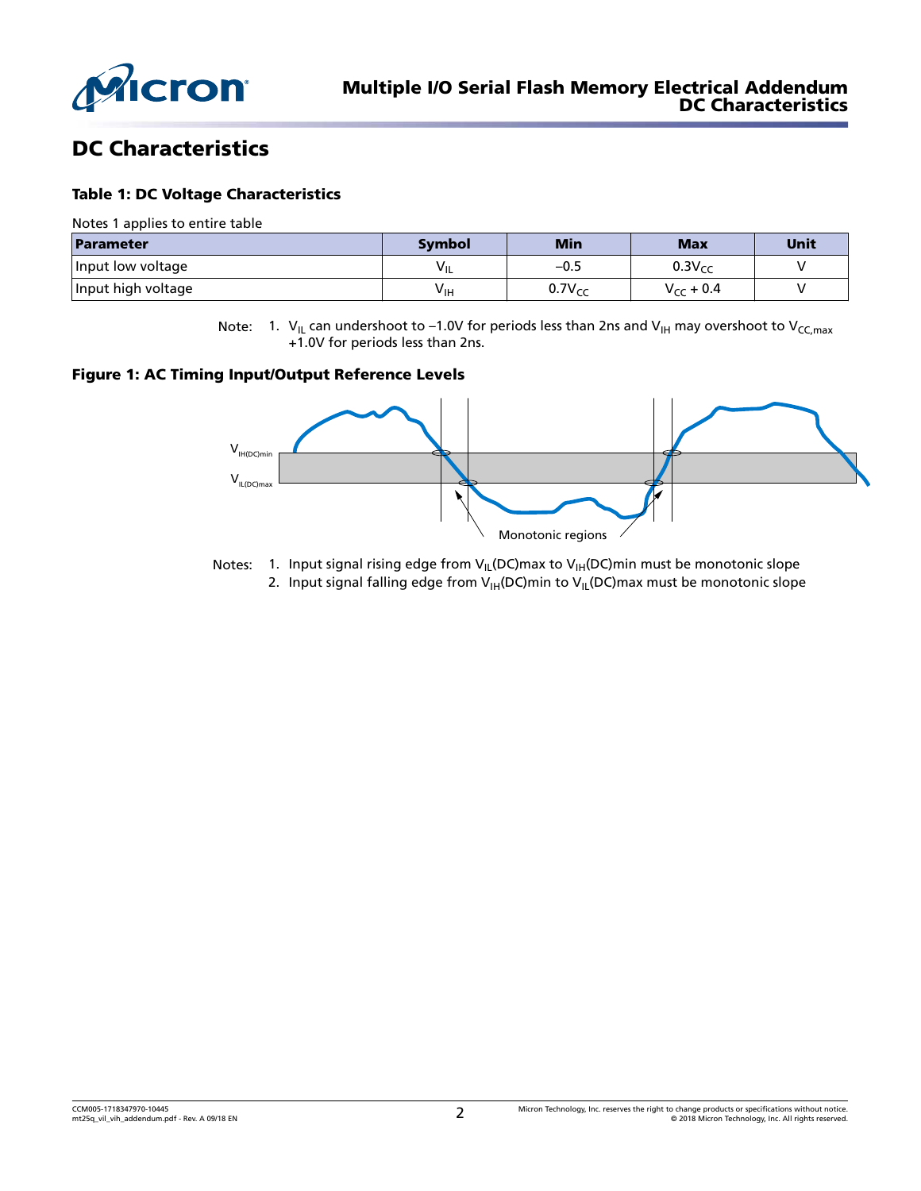# DC Characteristics

### Table 1: DC Voltage Characteristics

Notes 1 applies to entire table

| Parameter | Symbol | Min | Max | Unit |
|---|---|---|---|---|
| Input low voltage | $V_{IL}$ | –0.5 | $0.3V_{CC}$ | V |
| Input high voltage | $V_{IH}$ | $0.7V_{CC}$ | $V_{CC} + 0.4$ | V |

Note: 1. $V_{IL}$ can undershoot to –1.0V for periods less than 2ns and $V_{IH}$ may overshoot to $V_{CC,max}$ +1.0V for periods less than 2ns.

### Figure 1: AC Timing Input/Output Reference Levels

Notes: 1. Input signal rising edge from $V_{IL}$(DC)max to $V_{IH}$(DC)min must be monotonic slope
2. Input signal falling edge from $V_{IH}$(DC)min to $V_{IL}$(DC)max must be monotonic slope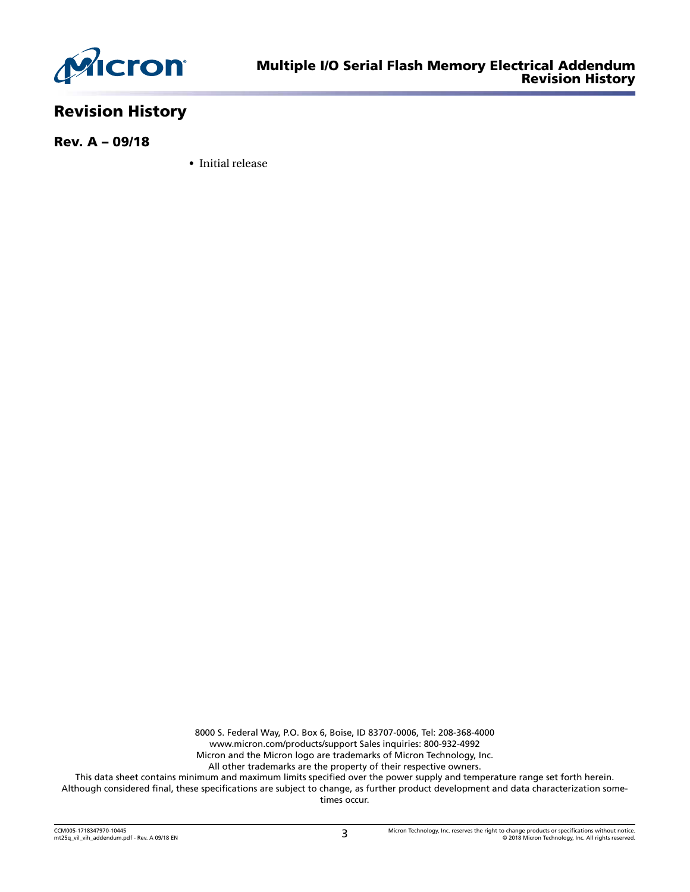## Revision History

### Rev. A – 09/18

- Initial release

8000 S. Federal Way, P.O. Box 6, Boise, ID 83707-0006, Tel: 208-368-4000
www.micron.com/products/support Sales inquiries: 800-932-4992
Micron and the Micron logo are trademarks of Micron Technology, Inc.
All other trademarks are the property of their respective owners.
This data sheet contains minimum and maximum limits specified over the power supply and temperature range set forth herein.
Although considered final, these specifications are subject to change, as further product development and data characterization sometimes occur.